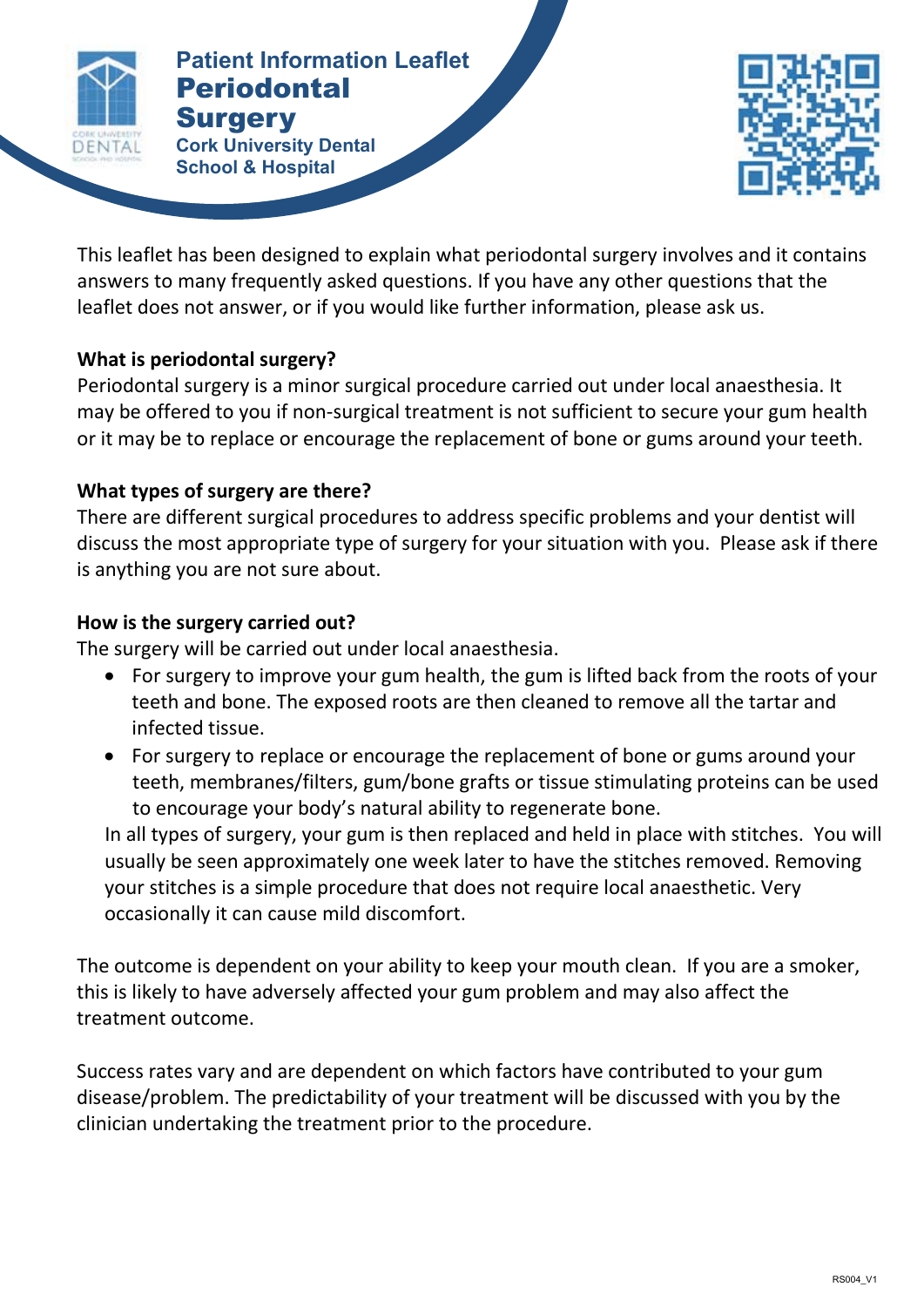Patient Information Leaflet

# Periodontal Surgery

Cork University Dental School & Hospital

This leaflet has been designed to explain what periodontal surgery involves and it contains answers to many frequently asked questions. If you have any other questions that the leaflet does not answer, or if you would like further information, please ask us.

**What is periodontal surgery?**

Periodontal surgery is a minor surgical procedure carried out under local anaesthesia. It may be offered to you if non-surgical treatment is not sufficient to secure your gum health or it may be to replace or encourage the replacement of bone or gums around your teeth.

**What types of surgery are there?**

There are different surgical procedures to address specific problems and your dentist will discuss the most appropriate type of surgery for your situation with you. Please ask if there is anything you are not sure about.

**How is the surgery carried out?**

The surgery will be carried out under local anaesthesia.

- For surgery to improve your gum health, the gum is lifted back from the roots of your teeth and bone. The exposed roots are then cleaned to remove all the tartar and infected tissue.
- For surgery to replace or encourage the replacement of bone or gums around your teeth, membranes/filters, gum/bone grafts or tissue stimulating proteins can be used to encourage your body's natural ability to regenerate bone.

In all types of surgery, your gum is then replaced and held in place with stitches. You will usually be seen approximately one week later to have the stitches removed. Removing your stitches is a simple procedure that does not require local anaesthetic. Very occasionally it can cause mild discomfort.

The outcome is dependent on your ability to keep your mouth clean. If you are a smoker, this is likely to have adversely affected your gum problem and may also affect the treatment outcome.

Success rates vary and are dependent on which factors have contributed to your gum disease/problem. The predictability of your treatment will be discussed with you by the clinician undertaking the treatment prior to the procedure.

RS004_V1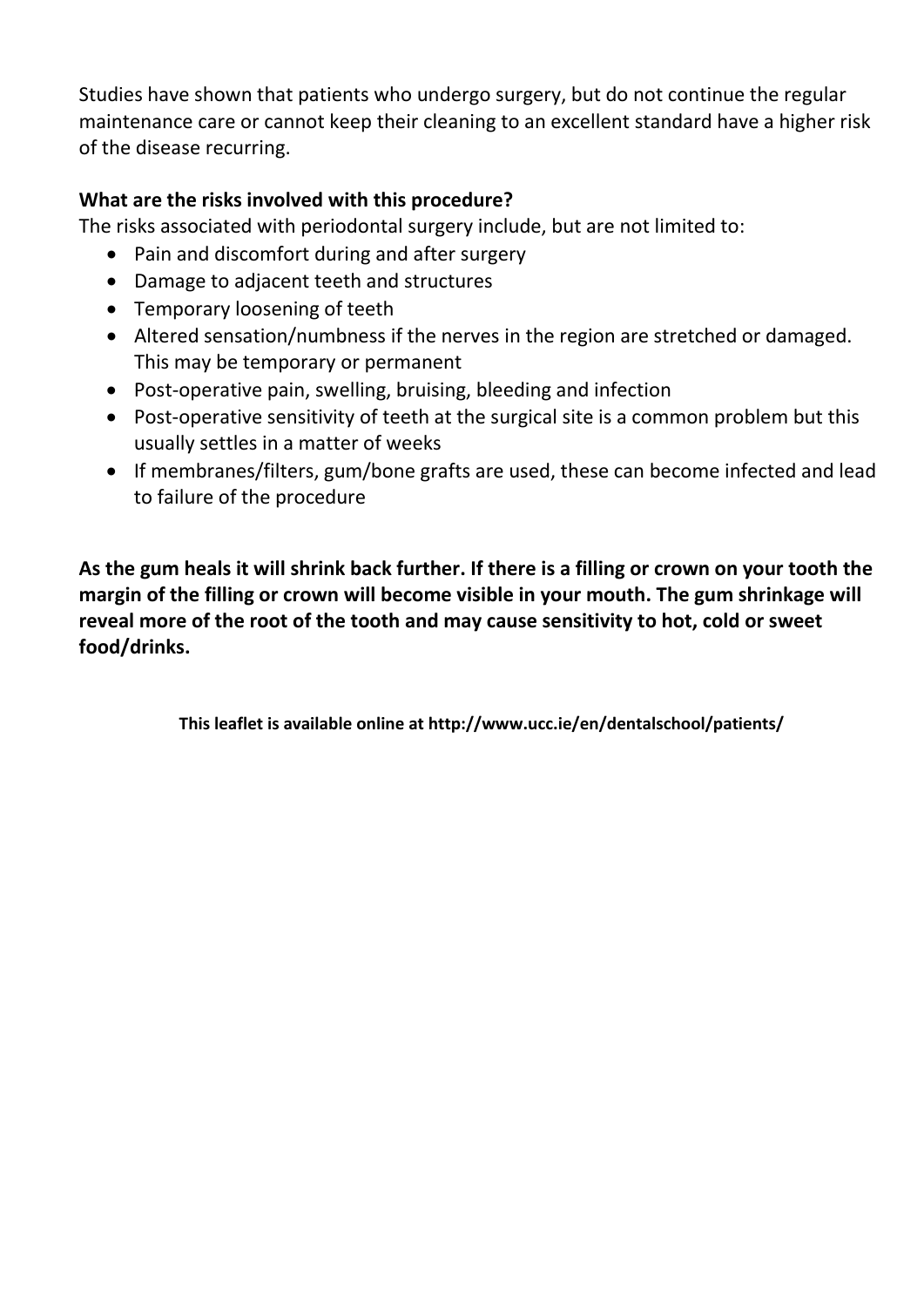Studies have shown that patients who undergo surgery, but do not continue the regular maintenance care or cannot keep their cleaning to an excellent standard have a higher risk of the disease recurring.

**What are the risks involved with this procedure?**

The risks associated with periodontal surgery include, but are not limited to:

- Pain and discomfort during and after surgery
- Damage to adjacent teeth and structures
- Temporary loosening of teeth
- Altered sensation/numbness if the nerves in the region are stretched or damaged. This may be temporary or permanent
- Post-operative pain, swelling, bruising, bleeding and infection
- Post-operative sensitivity of teeth at the surgical site is a common problem but this usually settles in a matter of weeks
- If membranes/filters, gum/bone grafts are used, these can become infected and lead to failure of the procedure

**As the gum heals it will shrink back further. If there is a filling or crown on your tooth the margin of the filling or crown will become visible in your mouth. The gum shrinkage will reveal more of the root of the tooth and may cause sensitivity to hot, cold or sweet food/drinks.**

**This leaflet is available online at http://www.ucc.ie/en/dentalschool/patients/**